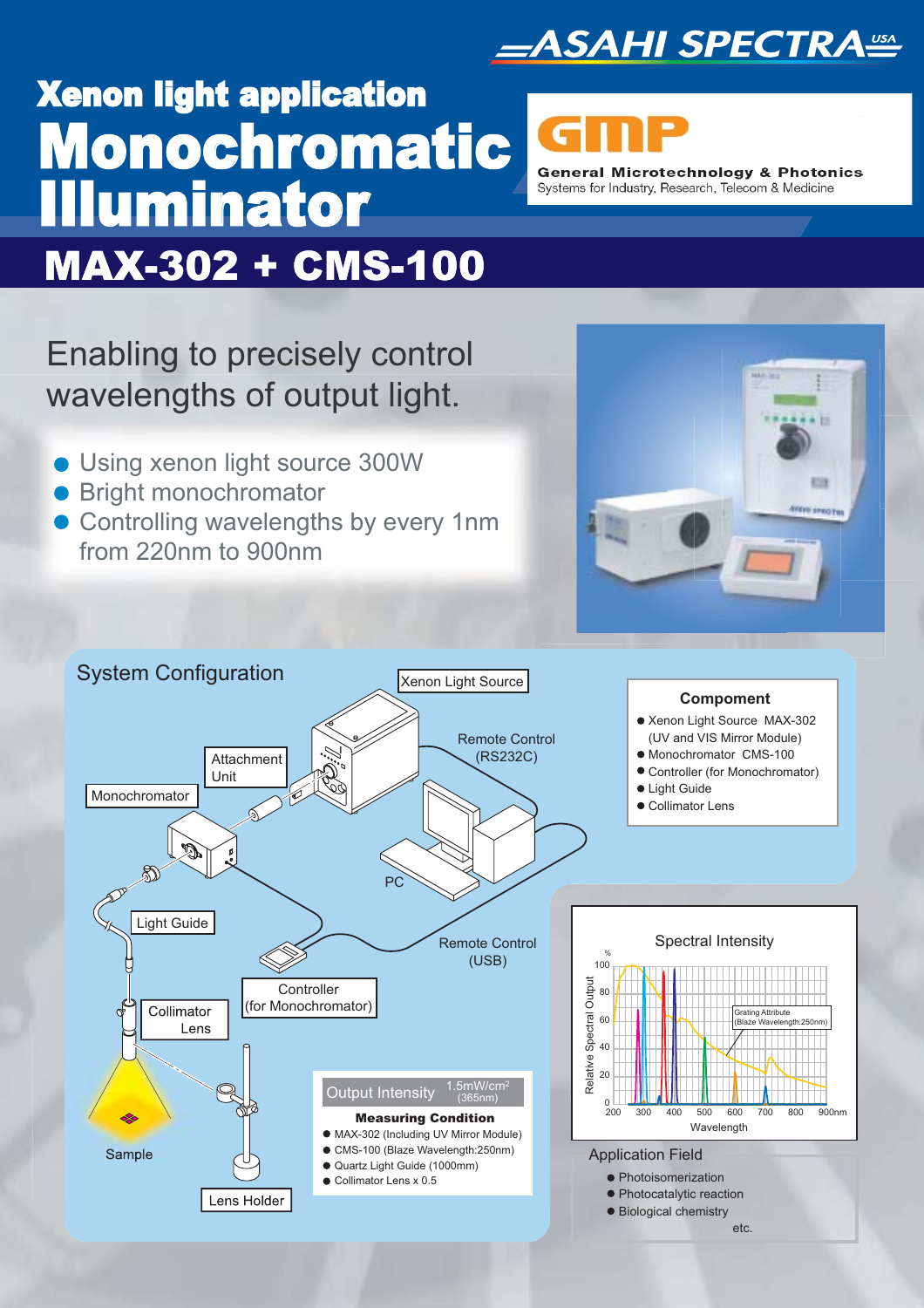ASAHI SPECTRA USA

# Xenon light application

# Monochromatic Illuminator

GMP

**General Microtechnology & Photonics**
Systems for Industry, Research, Telecom & Medicine

## MAX-302 + CMS-100

Enabling to precisely control wavelengths of output light.

- Using xenon light source 300W
- Bright monochromator
- Controlling wavelengths by every 1nm from 220nm to 900nm

## System Configuration

Xenon Light Source

Remote Control (RS232C)

Attachment Unit

Monochromator

PC

Light Guide

Remote Control (USB)

Controller (for Monochromator)

Collimator Lens

Sample

Lens Holder

### Compoment

- Xenon Light Source MAX-302 (UV and VIS Mirror Module)
- Monochromator CMS-100
- Controller (for Monochromator)
- Light Guide
- Collimator Lens

### Output Intensity 1.5mW/cm² (365nm)

**Measuring Condition**

- MAX-302 (Including UV Mirror Module)
- CMS-100 (Blaze Wavelength:250nm)
- Quartz Light Guide (1000mm)
- Collimator Lens x 0.5

### Spectral Intensity

Relative Spectral Output (%): 0, 20, 40, 60, 80, 100

Wavelength: 200, 300, 400, 500, 600, 700, 800, 900nm

Grating Attribute (Blaze Wavelength:250nm)

### Application Field

- Photoisomerization
- Photocatalytic reaction
- Biological chemistry

etc.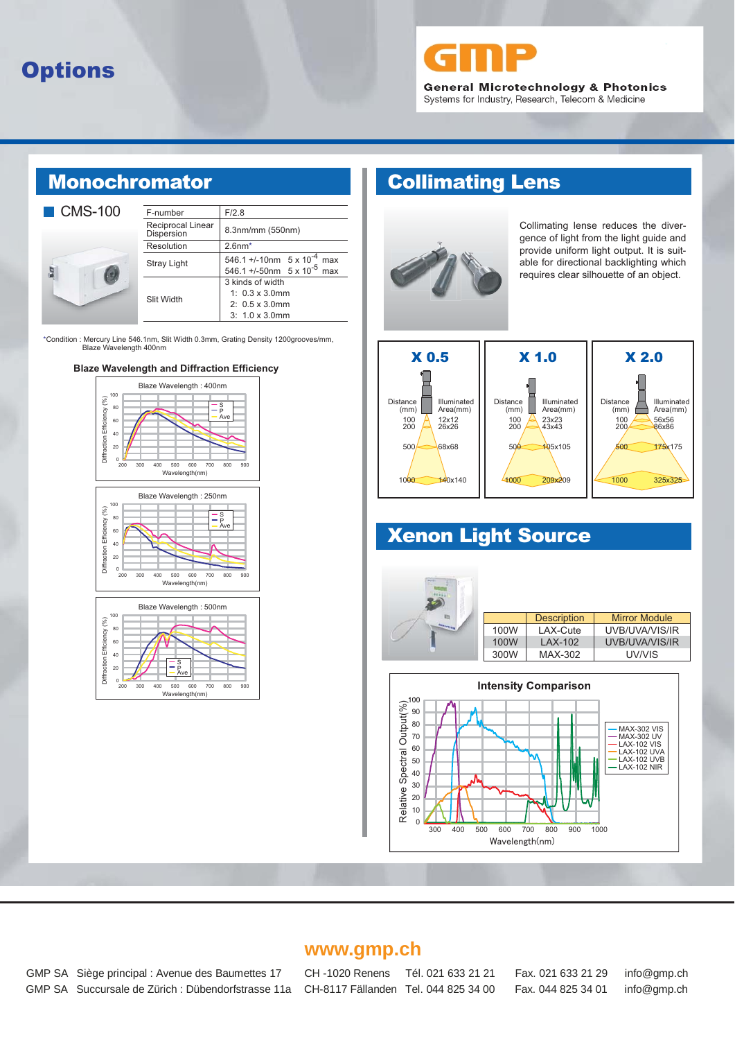# Options

**GMP**
General Microtechnology & Photonics
Systems for Industry, Research, Telecom & Medicine

## Monochromator

### CMS-100

| | |
|---|---|
| F-number | F/2.8 |
| Reciprocal Linear Dispersion | 8.3nm/mm (550nm) |
| Resolution | 2.6nm* |
| Stray Light | 546.1 +/-10nm $5 \times 10^{-4}$ max<br>546.1 +/-50nm $5 \times 10^{-5}$ max |
| Slit Width | 3 kinds of width<br>1: 0.3 x 3.0mm<br>2: 0.5 x 3.0mm<br>3: 1.0 x 3.0mm |

*Condition : Mercury Line 546.1nm, Slit Width 0.3mm, Grating Density 1200grooves/mm, Blaze Wavelength 400nm

**Blaze Wavelength and Diffraction Efficiency**

Blaze Wavelength : 400nm
Diffraction Efficiency (%)
100
80
60
40
20
0
200 300 400 500 600 700 800 900
Wavelength(nm)
S
P
Ave

Blaze Wavelength : 250nm
Diffraction Efficiency (%)
100
80
60
40
20
0
200 300 400 500 600 700 800 900
Wavelength(nm)
S
P
Ave

Blaze Wavelength : 500nm
Diffraction Efficiency (%)
100
80
60
40
20
0
200 300 400 500 600 700 800 900
Wavelength(nm)
S
P
Ave

## Collimating Lens

Collimating lense reduces the divergence of light from the light guide and provide uniform light output. It is suitable for directional backlighting which requires clear silhouette of an object.

**X 0.5**
Distance (mm) / Illuminated Area(mm)
100 / 12x12
200 / 26x26
500 / 68x68
1000 / 140x140

**X 1.0**
Distance (mm) / Illuminated Area(mm)
100 / 23x23
200 / 43x43
500 / 105x105
1000 / 209x209

**X 2.0**
Distance (mm) / Illuminated Area(mm)
100 / 56x56
200 / 86x86
500 / 175x175
1000 / 325x325

## Xenon Light Source

| | Description | Mirror Module |
|---|---|---|
| 100W | LAX-Cute | UVB/UVA/VIS/IR |
| 100W | LAX-102 | UVB/UVA/VIS/IR |
| 300W | MAX-302 | UV/VIS |

**Intensity Comparison**

Relative Spectral Output(%)
100
90
80
70
60
50
40
30
20
10
0
300 400 500 600 700 800 900 1000
Wavelength(nm)

MAX-302 VIS
MAX-302 UV
LAX-102 VIS
LAX-102 UVA
LAX-102 UVB
LAX-102 NIR

www.gmp.ch

GMP SA Siège principal : Avenue des Baumettes 17 CH -1020 Renens Tél. 021 633 21 21 Fax. 021 633 21 29 info@gmp.ch
GMP SA Succursale de Zürich : Dübendorfstrasse 11a CH-8117 Fällanden Tel. 044 825 34 00 Fax. 044 825 34 01 info@gmp.ch